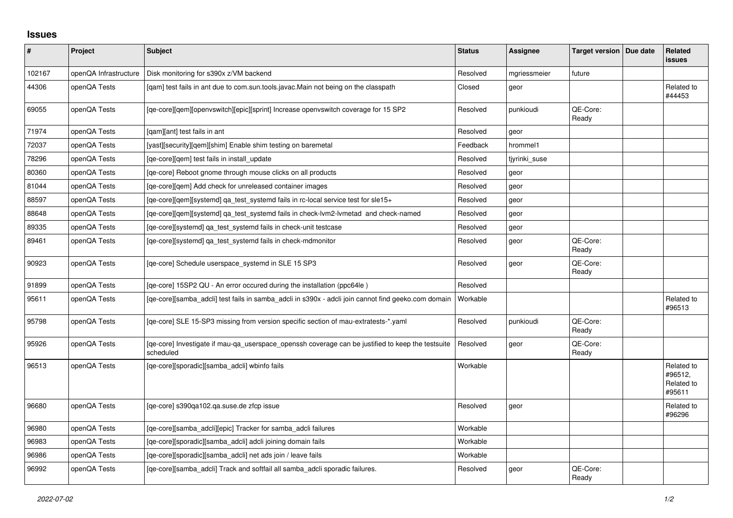## Issues

| # | Project | Subject | Status | Assignee | Target version | Due date | Related issues |
|---|---|---|---|---|---|---|---|
| 102167 | openQA Infrastructure | Disk monitoring for s390x z/VM backend | Resolved | mgriessmeier | future | | |
| 44306 | openQA Tests | [qam] test fails in ant due to com.sun.tools.javac.Main not being on the classpath | Closed | geor | | | Related to #44453 |
| 69055 | openQA Tests | [qe-core][qem][openvswitch][epic][sprint] Increase openvswitch coverage for 15 SP2 | Resolved | punkioudi | QE-Core: Ready | | |
| 71974 | openQA Tests | [qam][ant] test fails in ant | Resolved | geor | | | |
| 72037 | openQA Tests | [yast][security][qem][shim] Enable shim testing on baremetal | Feedback | hrommel1 | | | |
| 78296 | openQA Tests | [qe-core][qem] test fails in install_update | Resolved | tjyrinki_suse | | | |
| 80360 | openQA Tests | [qe-core] Reboot gnome through mouse clicks on all products | Resolved | geor | | | |
| 81044 | openQA Tests | [qe-core][qem] Add check for unreleased container images | Resolved | geor | | | |
| 88597 | openQA Tests | [qe-core][qem][systemd] qa_test_systemd fails in rc-local service test for sle15+ | Resolved | geor | | | |
| 88648 | openQA Tests | [qe-core][qem][systemd] qa_test_systemd fails in check-lvm2-lvmetad and check-named | Resolved | geor | | | |
| 89335 | openQA Tests | [qe-core][systemd] qa_test_systemd fails in check-unit testcase | Resolved | geor | | | |
| 89461 | openQA Tests | [qe-core][systemd] qa_test_systemd fails in check-mdmonitor | Resolved | geor | QE-Core: Ready | | |
| 90923 | openQA Tests | [qe-core] Schedule userspace_systemd in SLE 15 SP3 | Resolved | geor | QE-Core: Ready | | |
| 91899 | openQA Tests | [qe-core] 15SP2 QU - An error occured during the installation (ppc64le ) | Resolved | | | | |
| 95611 | openQA Tests | [qe-core][samba_adcli] test fails in samba_adcli in s390x - adcli join cannot find geeko.com domain | Workable | | | | Related to #96513 |
| 95798 | openQA Tests | [qe-core] SLE 15-SP3 missing from version specific section of mau-extratests-*.yaml | Resolved | punkioudi | QE-Core: Ready | | |
| 95926 | openQA Tests | [qe-core] Investigate if mau-qa_userspace_openssh coverage can be justified to keep the testsuite scheduled | Resolved | geor | QE-Core: Ready | | |
| 96513 | openQA Tests | [qe-core][sporadic][samba_adcli] wbinfo fails | Workable | | | | Related to #96512, Related to #95611 |
| 96680 | openQA Tests | [qe-core] s390qa102.qa.suse.de zfcp issue | Resolved | geor | | | Related to #96296 |
| 96980 | openQA Tests | [qe-core][samba_adcli][epic] Tracker for samba_adcli failures | Workable | | | | |
| 96983 | openQA Tests | [qe-core][sporadic][samba_adcli] adcli joining domain fails | Workable | | | | |
| 96986 | openQA Tests | [qe-core][sporadic][samba_adcli] net ads join / leave fails | Workable | | | | |
| 96992 | openQA Tests | [qe-core][samba_adcli] Track and softfail all samba_adcli sporadic failures. | Resolved | geor | QE-Core: Ready | | |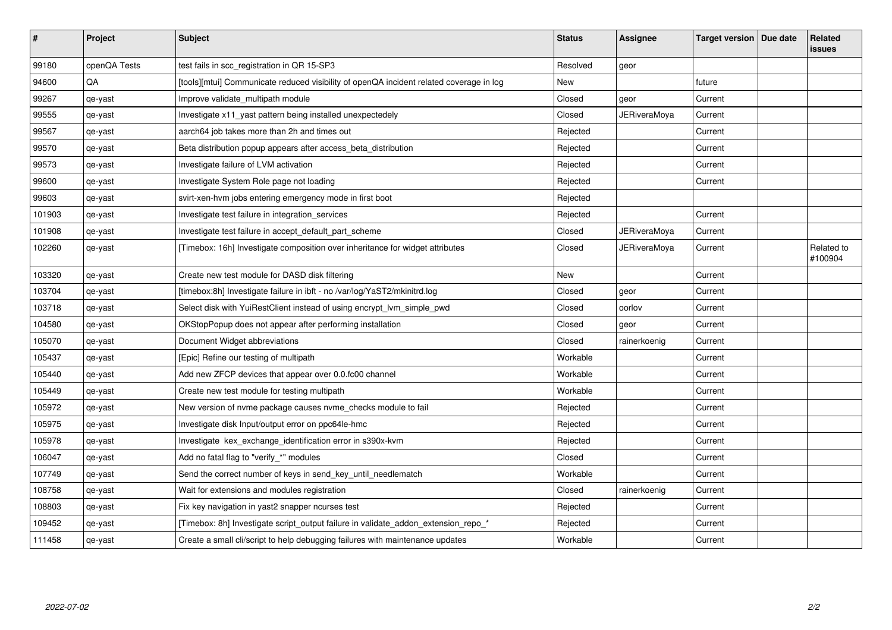| # | Project | Subject | Status | Assignee | Target version | Due date | Related issues |
|---|---|---|---|---|---|---|---|
| 99180 | openQA Tests | test fails in scc_registration in QR 15-SP3 | Resolved | geor | | | |
| 94600 | QA | [tools][mtui] Communicate reduced visibility of openQA incident related coverage in log | New | | future | | |
| 99267 | qe-yast | Improve validate_multipath module | Closed | geor | Current | | |
| 99555 | qe-yast | Investigate x11_yast pattern being installed unexpectedely | Closed | JERiveraMoya | Current | | |
| 99567 | qe-yast | aarch64 job takes more than 2h and times out | Rejected | | Current | | |
| 99570 | qe-yast | Beta distribution popup appears after access_beta_distribution | Rejected | | Current | | |
| 99573 | qe-yast | Investigate failure of LVM activation | Rejected | | Current | | |
| 99600 | qe-yast | Investigate System Role page not loading | Rejected | | Current | | |
| 99603 | qe-yast | svirt-xen-hvm jobs entering emergency mode in first boot | Rejected | | | | |
| 101903 | qe-yast | Investigate test failure in integration_services | Rejected | | Current | | |
| 101908 | qe-yast | Investigate test failure in accept_default_part_scheme | Closed | JERiveraMoya | Current | | |
| 102260 | qe-yast | [Timebox: 16h] Investigate composition over inheritance for widget attributes | Closed | JERiveraMoya | Current | | Related to #100904 |
| 103320 | qe-yast | Create new test module for DASD disk filtering | New | | Current | | |
| 103704 | qe-yast | [timebox:8h] Investigate failure in ibft - no /var/log/YaST2/mkinitrd.log | Closed | geor | Current | | |
| 103718 | qe-yast | Select disk with YuiRestClient instead of using encrypt_lvm_simple_pwd | Closed | oorlov | Current | | |
| 104580 | qe-yast | OKStopPopup does not appear after performing installation | Closed | geor | Current | | |
| 105070 | qe-yast | Document Widget abbreviations | Closed | rainerkoenig | Current | | |
| 105437 | qe-yast | [Epic] Refine our testing of multipath | Workable | | Current | | |
| 105440 | qe-yast | Add new ZFCP devices that appear over 0.0.fc00 channel | Workable | | Current | | |
| 105449 | qe-yast | Create new test module for testing multipath | Workable | | Current | | |
| 105972 | qe-yast | New version of nvme package causes nvme_checks module to fail | Rejected | | Current | | |
| 105975 | qe-yast | Investigate disk Input/output error on ppc64le-hmc | Rejected | | Current | | |
| 105978 | qe-yast | Investigate kex_exchange_identification error in s390x-kvm | Rejected | | Current | | |
| 106047 | qe-yast | Add no fatal flag to "verify_*" modules | Closed | | Current | | |
| 107749 | qe-yast | Send the correct number of keys in send_key_until_needlematch | Workable | | Current | | |
| 108758 | qe-yast | Wait for extensions and modules registration | Closed | rainerkoenig | Current | | |
| 108803 | qe-yast | Fix key navigation in yast2 snapper ncurses test | Rejected | | Current | | |
| 109452 | qe-yast | [Timebox: 8h] Investigate script_output failure in validate_addon_extension_repo_* | Rejected | | Current | | |
| 111458 | qe-yast | Create a small cli/script to help debugging failures with maintenance updates | Workable | | Current | | |